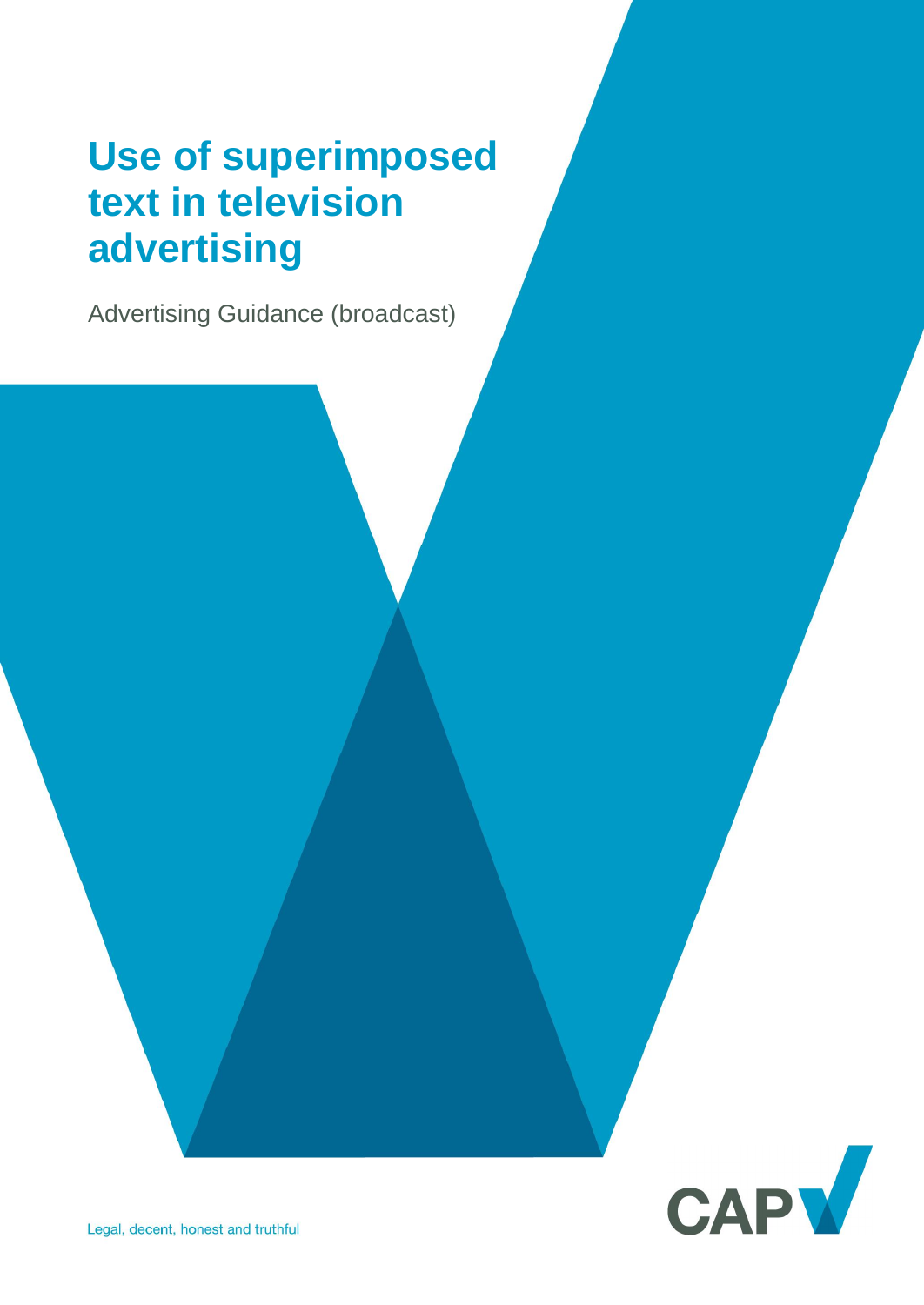# Use of superimposed text in television advertising

Advertising Guidance (broadcast)

Legal, decent, honest and truthful

CAP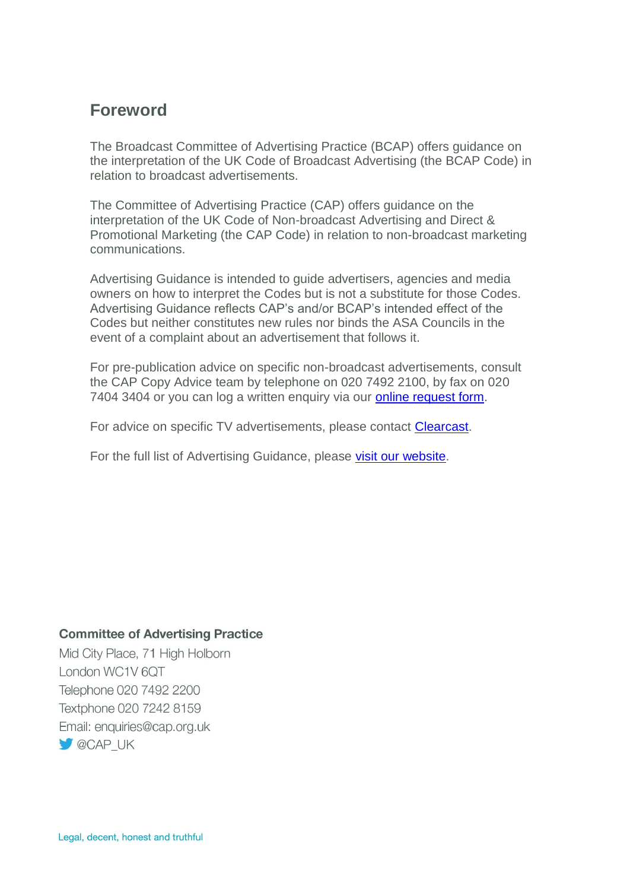# Foreword

The Broadcast Committee of Advertising Practice (BCAP) offers guidance on the interpretation of the UK Code of Broadcast Advertising (the BCAP Code) in relation to broadcast advertisements.

The Committee of Advertising Practice (CAP) offers guidance on the interpretation of the UK Code of Non-broadcast Advertising and Direct & Promotional Marketing (the CAP Code) in relation to non-broadcast marketing communications.

Advertising Guidance is intended to guide advertisers, agencies and media owners on how to interpret the Codes but is not a substitute for those Codes. Advertising Guidance reflects CAP's and/or BCAP's intended effect of the Codes but neither constitutes new rules nor binds the ASA Councils in the event of a complaint about an advertisement that follows it.

For pre-publication advice on specific non-broadcast advertisements, consult the CAP Copy Advice team by telephone on 020 7492 2100, by fax on 020 7404 3404 or you can log a written enquiry via our online request form.

For advice on specific TV advertisements, please contact Clearcast.

For the full list of Advertising Guidance, please visit our website.

**Committee of Advertising Practice**
Mid City Place, 71 High Holborn
London WC1V 6QT
Telephone 020 7492 2200
Textphone 020 7242 8159
Email: enquiries@cap.org.uk
@CAP_UK

Legal, decent, honest and truthful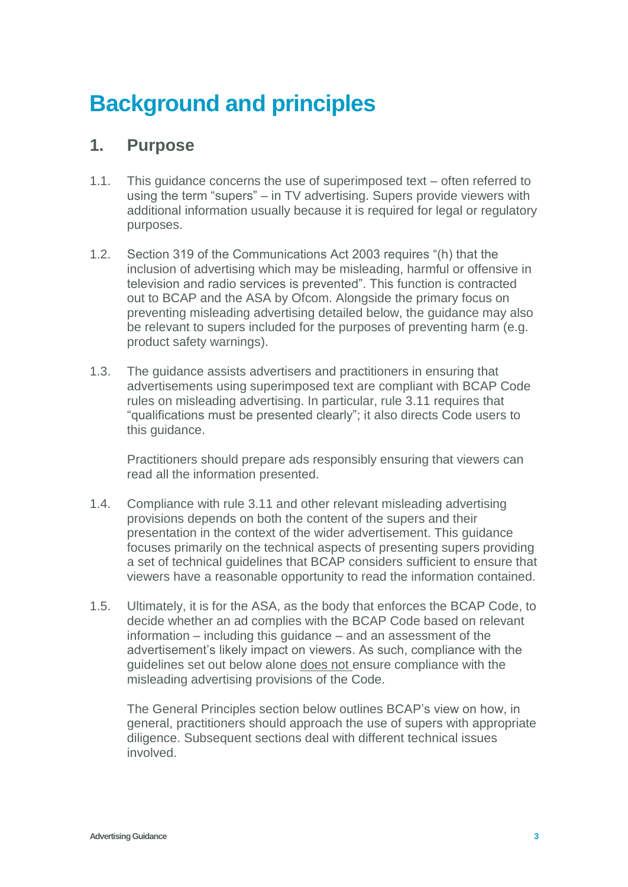# Background and principles

## 1. Purpose

1.1. This guidance concerns the use of superimposed text – often referred to using the term "supers" – in TV advertising. Supers provide viewers with additional information usually because it is required for legal or regulatory purposes.

1.2. Section 319 of the Communications Act 2003 requires "(h) that the inclusion of advertising which may be misleading, harmful or offensive in television and radio services is prevented". This function is contracted out to BCAP and the ASA by Ofcom. Alongside the primary focus on preventing misleading advertising detailed below, the guidance may also be relevant to supers included for the purposes of preventing harm (e.g. product safety warnings).

1.3. The guidance assists advertisers and practitioners in ensuring that advertisements using superimposed text are compliant with BCAP Code rules on misleading advertising. In particular, rule 3.11 requires that "qualifications must be presented clearly"; it also directs Code users to this guidance.

Practitioners should prepare ads responsibly ensuring that viewers can read all the information presented.

1.4. Compliance with rule 3.11 and other relevant misleading advertising provisions depends on both the content of the supers and their presentation in the context of the wider advertisement. This guidance focuses primarily on the technical aspects of presenting supers providing a set of technical guidelines that BCAP considers sufficient to ensure that viewers have a reasonable opportunity to read the information contained.

1.5. Ultimately, it is for the ASA, as the body that enforces the BCAP Code, to decide whether an ad complies with the BCAP Code based on relevant information – including this guidance – and an assessment of the advertisement's likely impact on viewers. As such, compliance with the guidelines set out below alone <u>does not</u> ensure compliance with the misleading advertising provisions of the Code.

The General Principles section below outlines BCAP's view on how, in general, practitioners should approach the use of supers with appropriate diligence. Subsequent sections deal with different technical issues involved.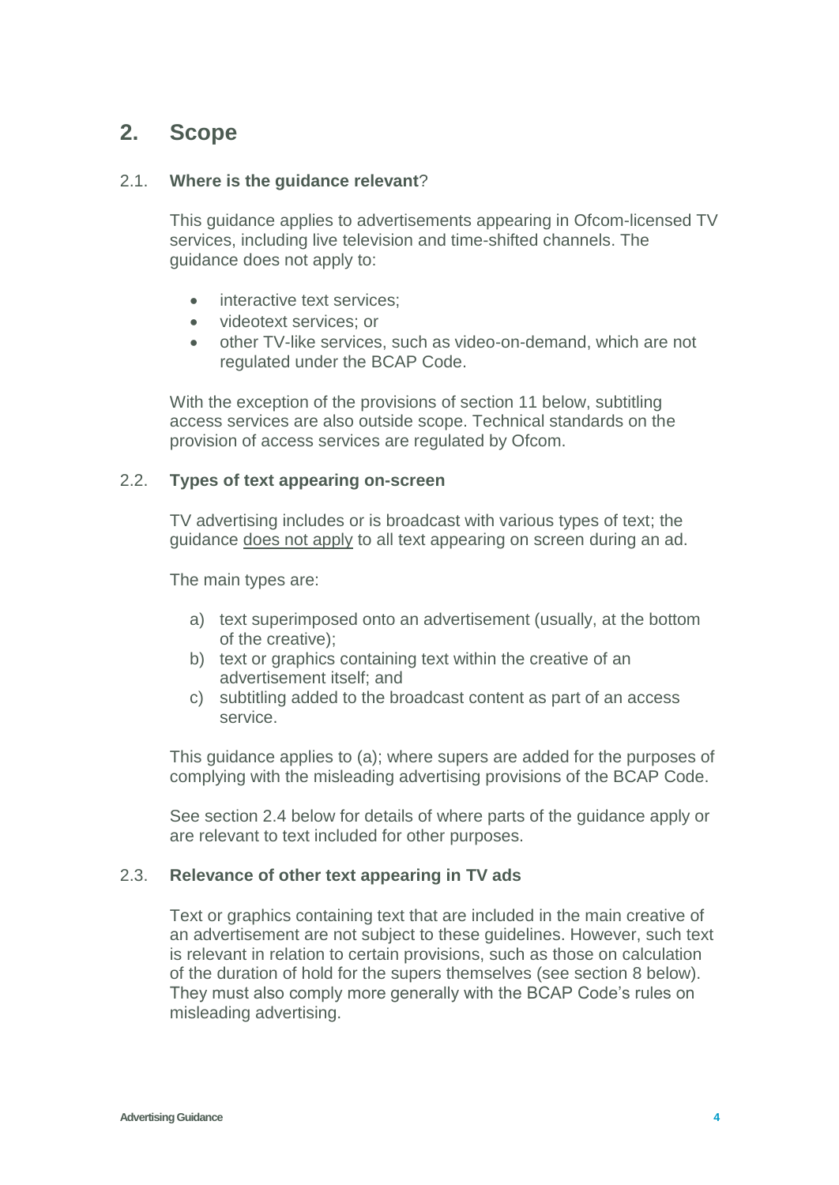## 2. Scope

### 2.1. **Where is the guidance relevant**?

This guidance applies to advertisements appearing in Ofcom-licensed TV services, including live television and time-shifted channels. The guidance does not apply to:

- interactive text services;
- videotext services; or
- other TV-like services, such as video-on-demand, which are not regulated under the BCAP Code.

With the exception of the provisions of section 11 below, subtitling access services are also outside scope. Technical standards on the provision of access services are regulated by Ofcom.

### 2.2. **Types of text appearing on-screen**

TV advertising includes or is broadcast with various types of text; the guidance does not apply to all text appearing on screen during an ad.

The main types are:

a) text superimposed onto an advertisement (usually, at the bottom of the creative);
b) text or graphics containing text within the creative of an advertisement itself; and
c) subtitling added to the broadcast content as part of an access service.

This guidance applies to (a); where supers are added for the purposes of complying with the misleading advertising provisions of the BCAP Code.

See section 2.4 below for details of where parts of the guidance apply or are relevant to text included for other purposes.

### 2.3. **Relevance of other text appearing in TV ads**

Text or graphics containing text that are included in the main creative of an advertisement are not subject to these guidelines. However, such text is relevant in relation to certain provisions, such as those on calculation of the duration of hold for the supers themselves (see section 8 below). They must also comply more generally with the BCAP Code's rules on misleading advertising.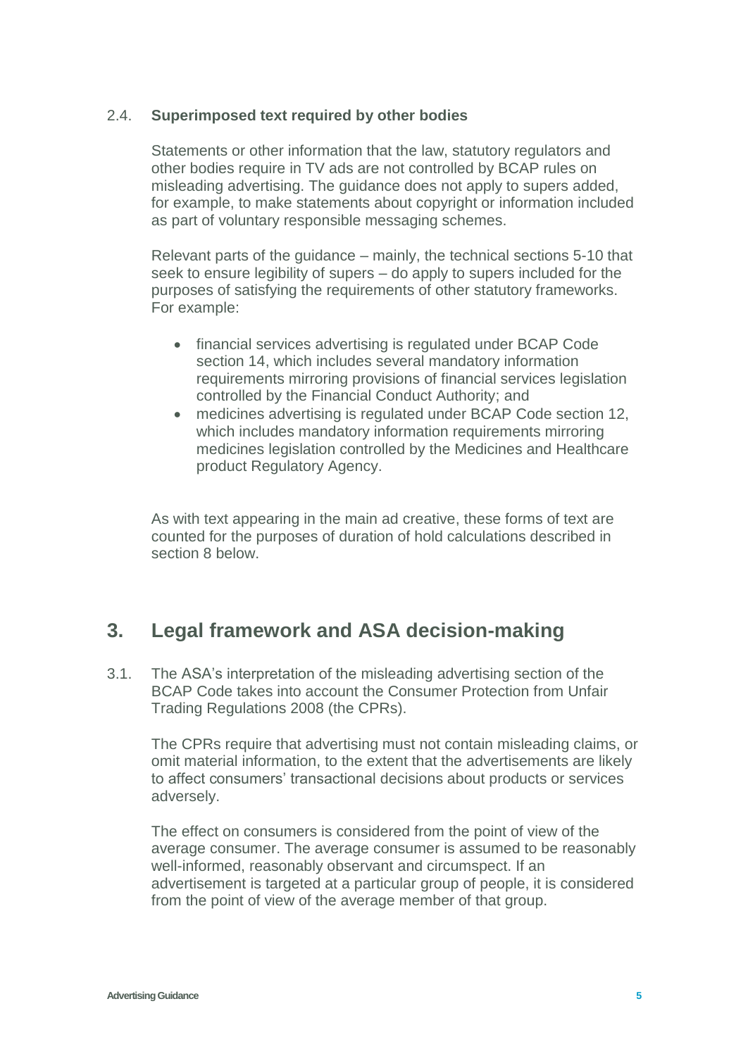### 2.4. Superimposed text required by other bodies

Statements or other information that the law, statutory regulators and other bodies require in TV ads are not controlled by BCAP rules on misleading advertising. The guidance does not apply to supers added, for example, to make statements about copyright or information included as part of voluntary responsible messaging schemes.

Relevant parts of the guidance – mainly, the technical sections 5-10 that seek to ensure legibility of supers – do apply to supers included for the purposes of satisfying the requirements of other statutory frameworks. For example:

- financial services advertising is regulated under BCAP Code section 14, which includes several mandatory information requirements mirroring provisions of financial services legislation controlled by the Financial Conduct Authority; and
- medicines advertising is regulated under BCAP Code section 12, which includes mandatory information requirements mirroring medicines legislation controlled by the Medicines and Healthcare product Regulatory Agency.

As with text appearing in the main ad creative, these forms of text are counted for the purposes of duration of hold calculations described in section 8 below.

## 3. Legal framework and ASA decision-making

3.1. The ASA's interpretation of the misleading advertising section of the BCAP Code takes into account the Consumer Protection from Unfair Trading Regulations 2008 (the CPRs).

The CPRs require that advertising must not contain misleading claims, or omit material information, to the extent that the advertisements are likely to affect consumers' transactional decisions about products or services adversely.

The effect on consumers is considered from the point of view of the average consumer. The average consumer is assumed to be reasonably well-informed, reasonably observant and circumspect. If an advertisement is targeted at a particular group of people, it is considered from the point of view of the average member of that group.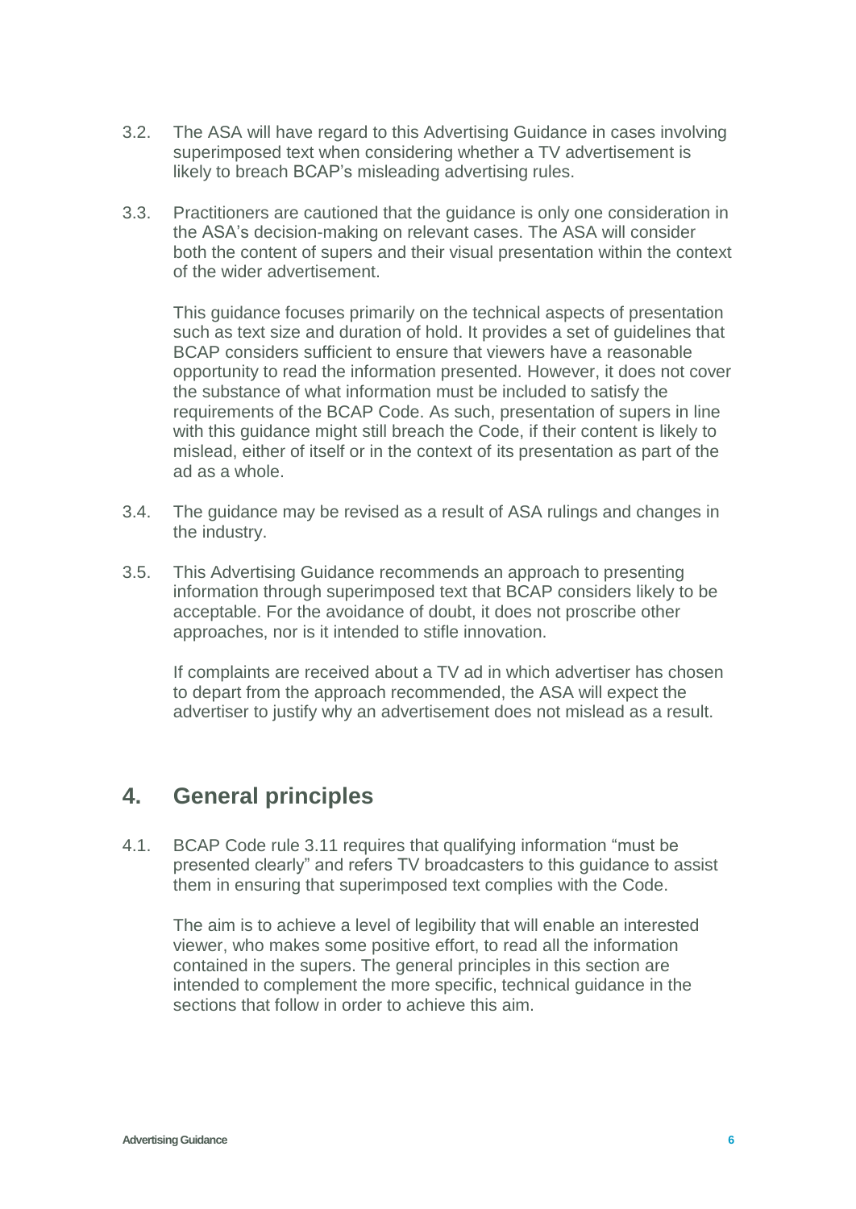3.2. The ASA will have regard to this Advertising Guidance in cases involving superimposed text when considering whether a TV advertisement is likely to breach BCAP's misleading advertising rules.

3.3. Practitioners are cautioned that the guidance is only one consideration in the ASA's decision-making on relevant cases. The ASA will consider both the content of supers and their visual presentation within the context of the wider advertisement.

This guidance focuses primarily on the technical aspects of presentation such as text size and duration of hold. It provides a set of guidelines that BCAP considers sufficient to ensure that viewers have a reasonable opportunity to read the information presented. However, it does not cover the substance of what information must be included to satisfy the requirements of the BCAP Code. As such, presentation of supers in line with this guidance might still breach the Code, if their content is likely to mislead, either of itself or in the context of its presentation as part of the ad as a whole.

3.4. The guidance may be revised as a result of ASA rulings and changes in the industry.

3.5. This Advertising Guidance recommends an approach to presenting information through superimposed text that BCAP considers likely to be acceptable. For the avoidance of doubt, it does not proscribe other approaches, nor is it intended to stifle innovation.

If complaints are received about a TV ad in which advertiser has chosen to depart from the approach recommended, the ASA will expect the advertiser to justify why an advertisement does not mislead as a result.

## 4. General principles

4.1. BCAP Code rule 3.11 requires that qualifying information "must be presented clearly" and refers TV broadcasters to this guidance to assist them in ensuring that superimposed text complies with the Code.

The aim is to achieve a level of legibility that will enable an interested viewer, who makes some positive effort, to read all the information contained in the supers. The general principles in this section are intended to complement the more specific, technical guidance in the sections that follow in order to achieve this aim.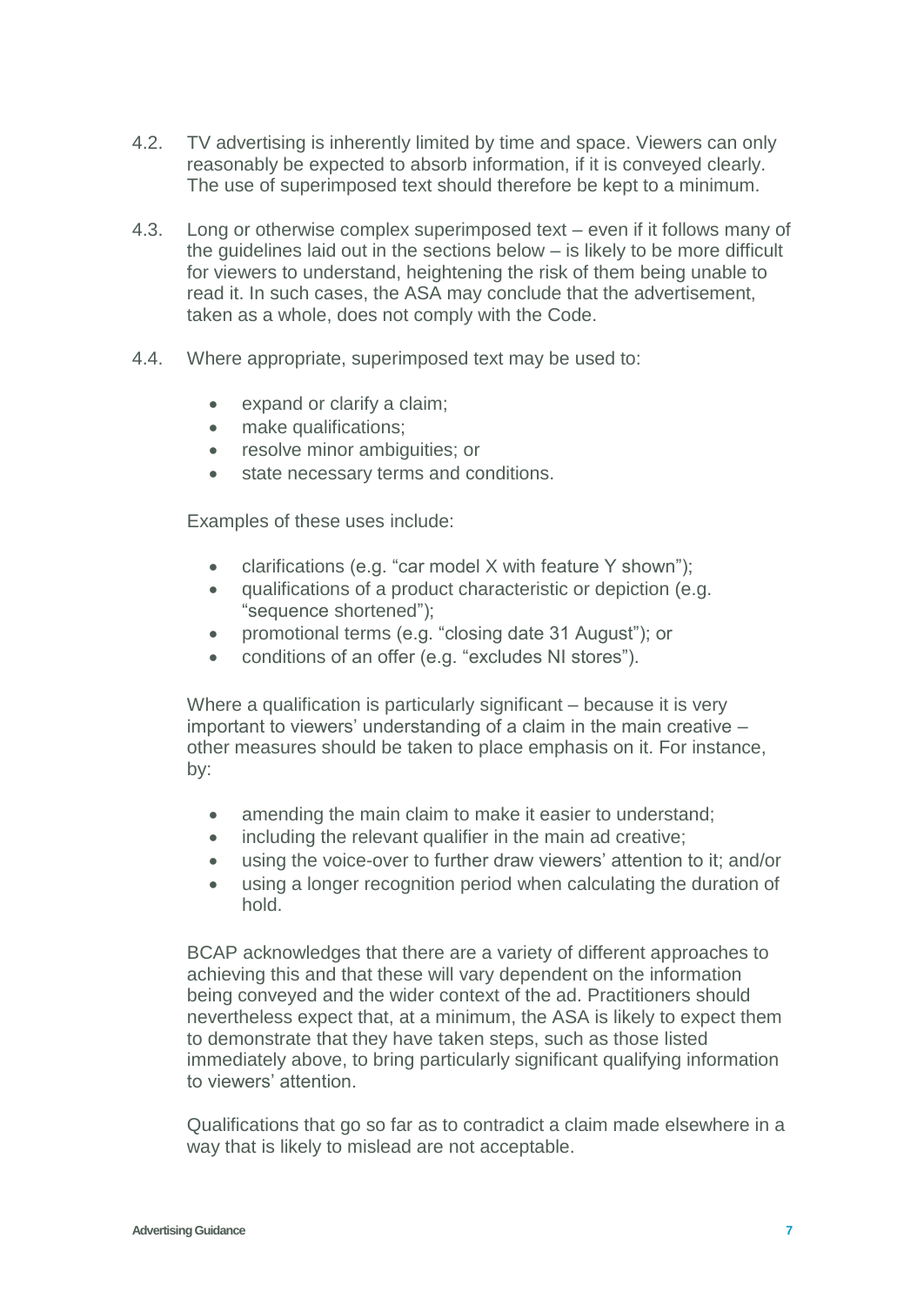4.2. TV advertising is inherently limited by time and space. Viewers can only reasonably be expected to absorb information, if it is conveyed clearly. The use of superimposed text should therefore be kept to a minimum.

4.3. Long or otherwise complex superimposed text – even if it follows many of the guidelines laid out in the sections below – is likely to be more difficult for viewers to understand, heightening the risk of them being unable to read it. In such cases, the ASA may conclude that the advertisement, taken as a whole, does not comply with the Code.

4.4. Where appropriate, superimposed text may be used to:

- expand or clarify a claim;
- make qualifications;
- resolve minor ambiguities; or
- state necessary terms and conditions.

Examples of these uses include:

- clarifications (e.g. "car model X with feature Y shown");
- qualifications of a product characteristic or depiction (e.g. "sequence shortened");
- promotional terms (e.g. "closing date 31 August"); or
- conditions of an offer (e.g. "excludes NI stores").

Where a qualification is particularly significant – because it is very important to viewers' understanding of a claim in the main creative – other measures should be taken to place emphasis on it. For instance, by:

- amending the main claim to make it easier to understand;
- including the relevant qualifier in the main ad creative;
- using the voice-over to further draw viewers' attention to it; and/or
- using a longer recognition period when calculating the duration of hold.

BCAP acknowledges that there are a variety of different approaches to achieving this and that these will vary dependent on the information being conveyed and the wider context of the ad. Practitioners should nevertheless expect that, at a minimum, the ASA is likely to expect them to demonstrate that they have taken steps, such as those listed immediately above, to bring particularly significant qualifying information to viewers' attention.

Qualifications that go so far as to contradict a claim made elsewhere in a way that is likely to mislead are not acceptable.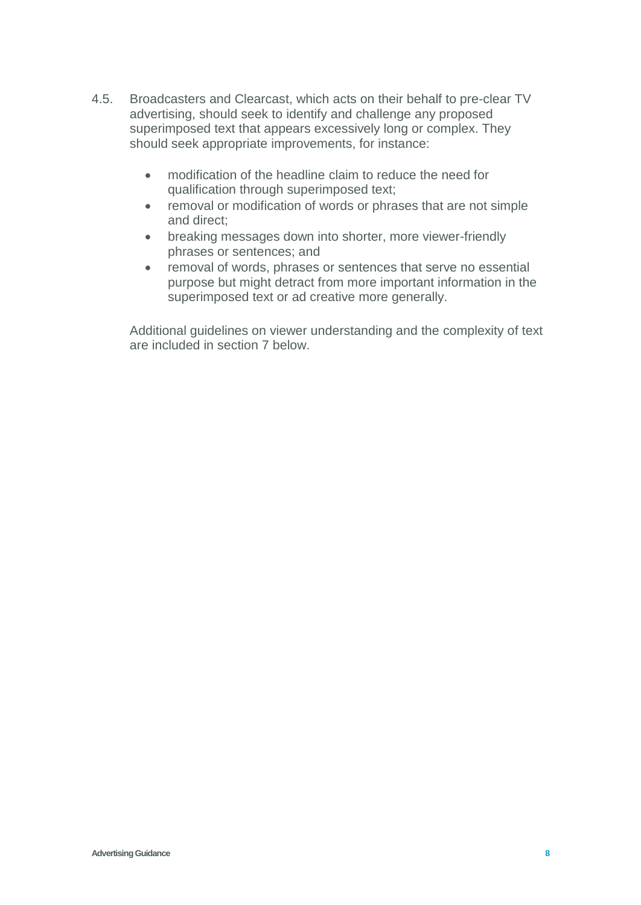4.5. Broadcasters and Clearcast, which acts on their behalf to pre-clear TV advertising, should seek to identify and challenge any proposed superimposed text that appears excessively long or complex. They should seek appropriate improvements, for instance:

- modification of the headline claim to reduce the need for qualification through superimposed text;
- removal or modification of words or phrases that are not simple and direct;
- breaking messages down into shorter, more viewer-friendly phrases or sentences; and
- removal of words, phrases or sentences that serve no essential purpose but might detract from more important information in the superimposed text or ad creative more generally.

Additional guidelines on viewer understanding and the complexity of text are included in section 7 below.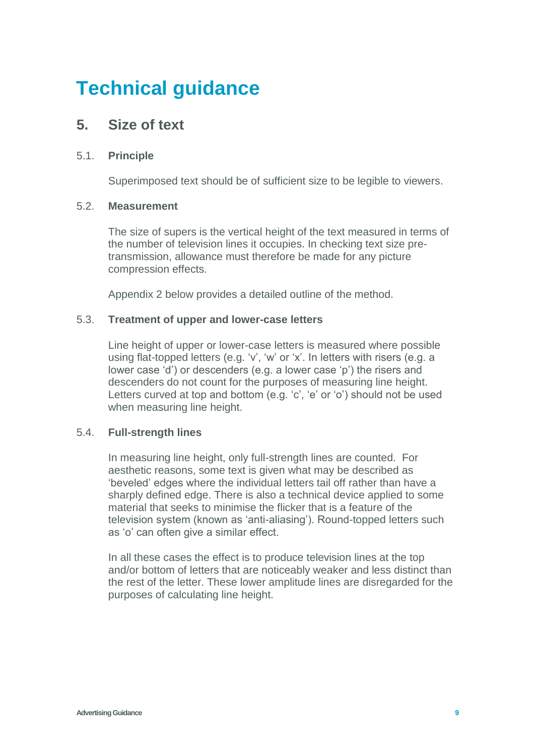# Technical guidance

## 5. Size of text

### 5.1. Principle

Superimposed text should be of sufficient size to be legible to viewers.

### 5.2. Measurement

The size of supers is the vertical height of the text measured in terms of the number of television lines it occupies. In checking text size pre-transmission, allowance must therefore be made for any picture compression effects.

Appendix 2 below provides a detailed outline of the method.

### 5.3. Treatment of upper and lower-case letters

Line height of upper or lower-case letters is measured where possible using flat-topped letters (e.g. 'v', 'w' or 'x'. In letters with risers (e.g. a lower case 'd') or descenders (e.g. a lower case 'p') the risers and descenders do not count for the purposes of measuring line height. Letters curved at top and bottom (e.g. 'c', 'e' or 'o') should not be used when measuring line height.

### 5.4. Full-strength lines

In measuring line height, only full-strength lines are counted. For aesthetic reasons, some text is given what may be described as 'beveled' edges where the individual letters tail off rather than have a sharply defined edge. There is also a technical device applied to some material that seeks to minimise the flicker that is a feature of the television system (known as 'anti-aliasing'). Round-topped letters such as 'o' can often give a similar effect.

In all these cases the effect is to produce television lines at the top and/or bottom of letters that are noticeably weaker and less distinct than the rest of the letter. These lower amplitude lines are disregarded for the purposes of calculating line height.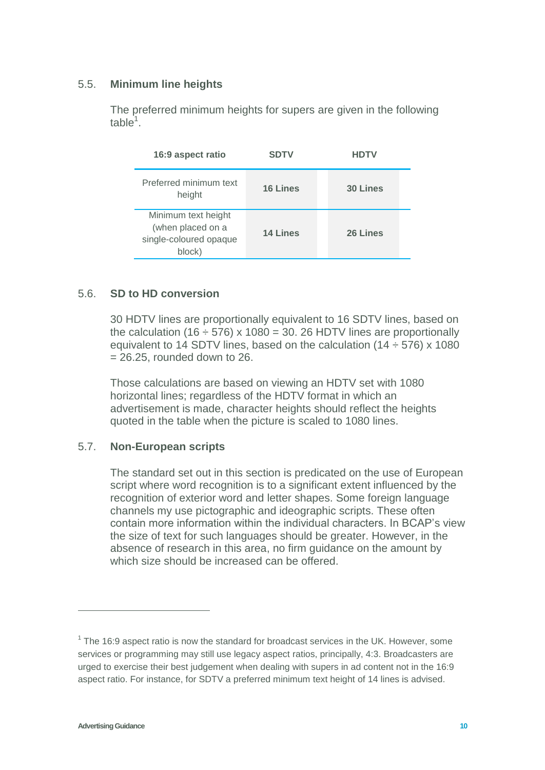### 5.5. Minimum line heights

The preferred minimum heights for supers are given in the following table[1].

| 16:9 aspect ratio | SDTV | HDTV |
|---|---|---|
| Preferred minimum text height | **16 Lines** | **30 Lines** |
| Minimum text height (when placed on a single-coloured opaque block) | **14 Lines** | **26 Lines** |

### 5.6. SD to HD conversion

30 HDTV lines are proportionally equivalent to 16 SDTV lines, based on the calculation (16 ÷ 576) x 1080 = 30. 26 HDTV lines are proportionally equivalent to 14 SDTV lines, based on the calculation (14 ÷ 576) x 1080 = 26.25, rounded down to 26.

Those calculations are based on viewing an HDTV set with 1080 horizontal lines; regardless of the HDTV format in which an advertisement is made, character heights should reflect the heights quoted in the table when the picture is scaled to 1080 lines.

### 5.7. Non-European scripts

The standard set out in this section is predicated on the use of European script where word recognition is to a significant extent influenced by the recognition of exterior word and letter shapes. Some foreign language channels my use pictographic and ideographic scripts. These often contain more information within the individual characters. In BCAP's view the size of text for such languages should be greater. However, in the absence of research in this area, no firm guidance on the amount by which size should be increased can be offered.

---

[1] The 16:9 aspect ratio is now the standard for broadcast services in the UK. However, some services or programming may still use legacy aspect ratios, principally, 4:3. Broadcasters are urged to exercise their best judgement when dealing with supers in ad content not in the 16:9 aspect ratio. For instance, for SDTV a preferred minimum text height of 14 lines is advised.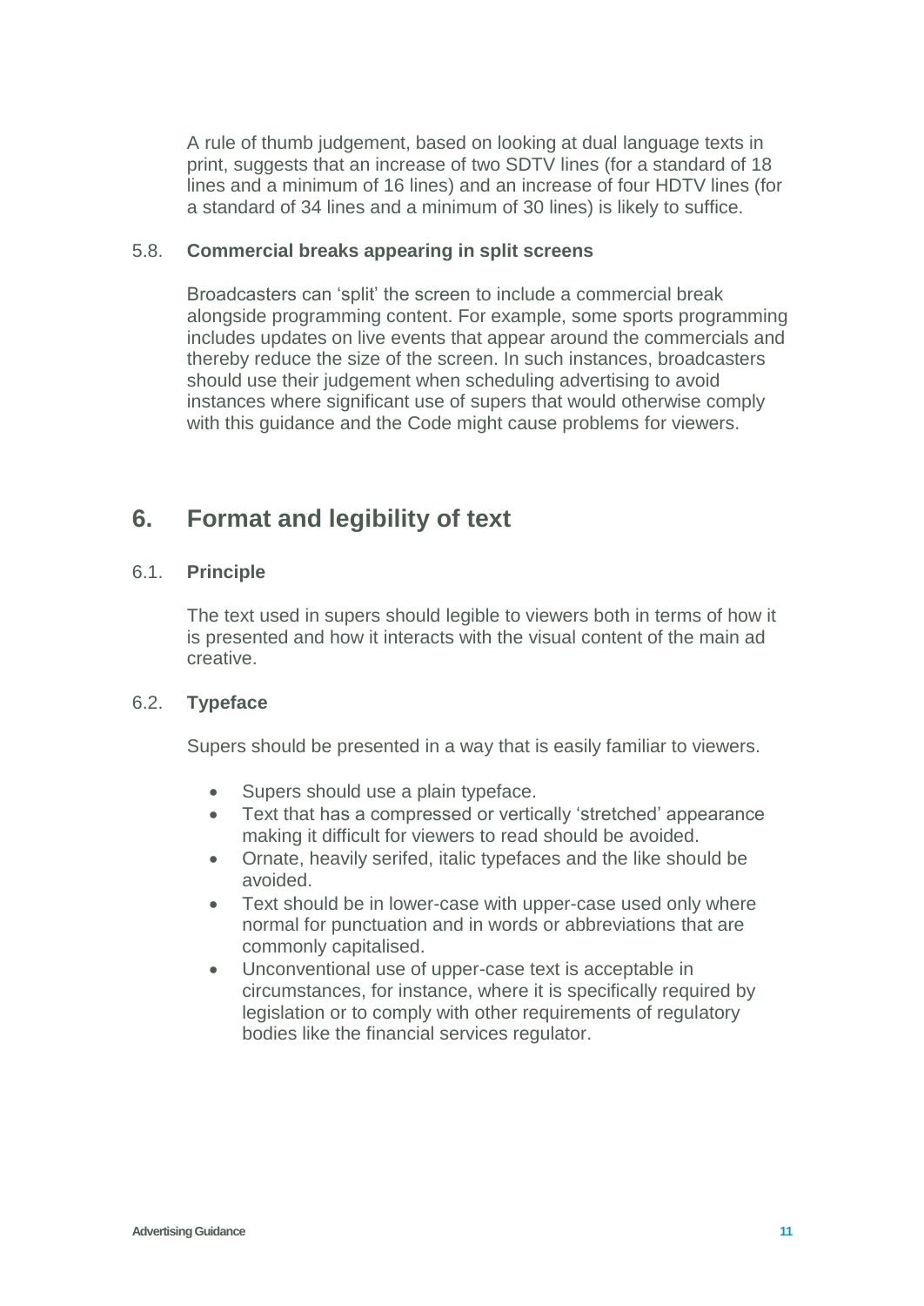A rule of thumb judgement, based on looking at dual language texts in print, suggests that an increase of two SDTV lines (for a standard of 18 lines and a minimum of 16 lines) and an increase of four HDTV lines (for a standard of 34 lines and a minimum of 30 lines) is likely to suffice.

### 5.8. Commercial breaks appearing in split screens

Broadcasters can 'split' the screen to include a commercial break alongside programming content. For example, some sports programming includes updates on live events that appear around the commercials and thereby reduce the size of the screen. In such instances, broadcasters should use their judgement when scheduling advertising to avoid instances where significant use of supers that would otherwise comply with this guidance and the Code might cause problems for viewers.

## 6. Format and legibility of text

### 6.1. Principle

The text used in supers should legible to viewers both in terms of how it is presented and how it interacts with the visual content of the main ad creative.

### 6.2. Typeface

Supers should be presented in a way that is easily familiar to viewers.

- Supers should use a plain typeface.
- Text that has a compressed or vertically 'stretched' appearance making it difficult for viewers to read should be avoided.
- Ornate, heavily serifed, italic typefaces and the like should be avoided.
- Text should be in lower-case with upper-case used only where normal for punctuation and in words or abbreviations that are commonly capitalised.
- Unconventional use of upper-case text is acceptable in circumstances, for instance, where it is specifically required by legislation or to comply with other requirements of regulatory bodies like the financial services regulator.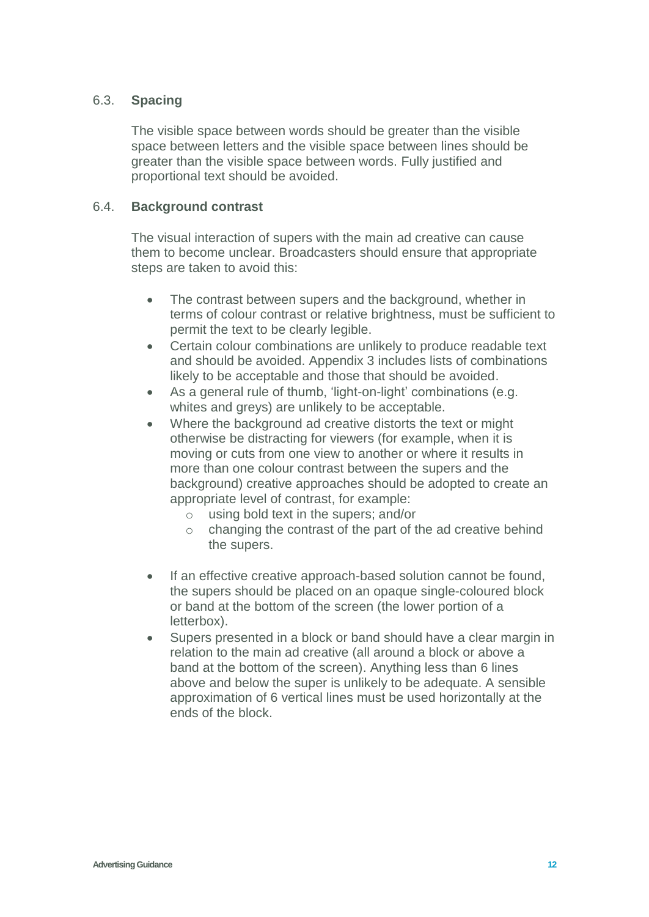### 6.3. **Spacing**

The visible space between words should be greater than the visible space between letters and the visible space between lines should be greater than the visible space between words. Fully justified and proportional text should be avoided.

### 6.4. **Background contrast**

The visual interaction of supers with the main ad creative can cause them to become unclear. Broadcasters should ensure that appropriate steps are taken to avoid this:

- The contrast between supers and the background, whether in terms of colour contrast or relative brightness, must be sufficient to permit the text to be clearly legible.
- Certain colour combinations are unlikely to produce readable text and should be avoided. Appendix 3 includes lists of combinations likely to be acceptable and those that should be avoided.
- As a general rule of thumb, 'light-on-light' combinations (e.g. whites and greys) are unlikely to be acceptable.
- Where the background ad creative distorts the text or might otherwise be distracting for viewers (for example, when it is moving or cuts from one view to another or where it results in more than one colour contrast between the supers and the background) creative approaches should be adopted to create an appropriate level of contrast, for example:
  - using bold text in the supers; and/or
  - changing the contrast of the part of the ad creative behind the supers.
- If an effective creative approach-based solution cannot be found, the supers should be placed on an opaque single-coloured block or band at the bottom of the screen (the lower portion of a letterbox).
- Supers presented in a block or band should have a clear margin in relation to the main ad creative (all around a block or above a band at the bottom of the screen). Anything less than 6 lines above and below the super is unlikely to be adequate. A sensible approximation of 6 vertical lines must be used horizontally at the ends of the block.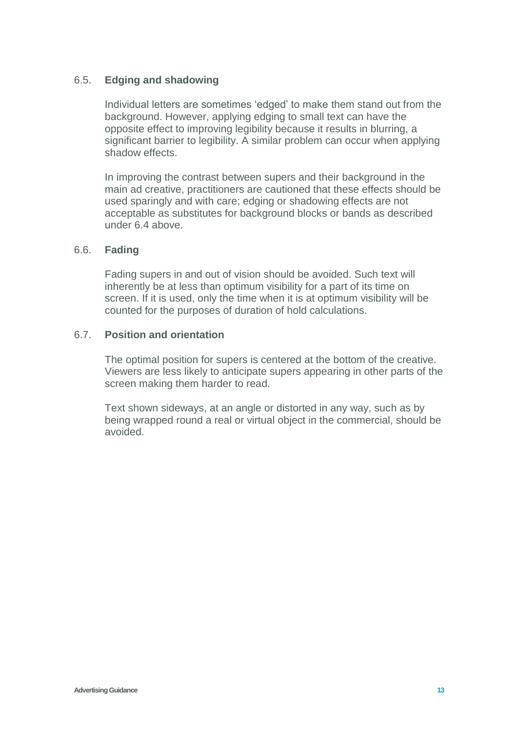### 6.5. Edging and shadowing

Individual letters are sometimes 'edged' to make them stand out from the background. However, applying edging to small text can have the opposite effect to improving legibility because it results in blurring, a significant barrier to legibility. A similar problem can occur when applying shadow effects.

In improving the contrast between supers and their background in the main ad creative, practitioners are cautioned that these effects should be used sparingly and with care; edging or shadowing effects are not acceptable as substitutes for background blocks or bands as described under 6.4 above.

### 6.6. Fading

Fading supers in and out of vision should be avoided. Such text will inherently be at less than optimum visibility for a part of its time on screen. If it is used, only the time when it is at optimum visibility will be counted for the purposes of duration of hold calculations.

### 6.7. Position and orientation

The optimal position for supers is centered at the bottom of the creative. Viewers are less likely to anticipate supers appearing in other parts of the screen making them harder to read.

Text shown sideways, at an angle or distorted in any way, such as by being wrapped round a real or virtual object in the commercial, should be avoided.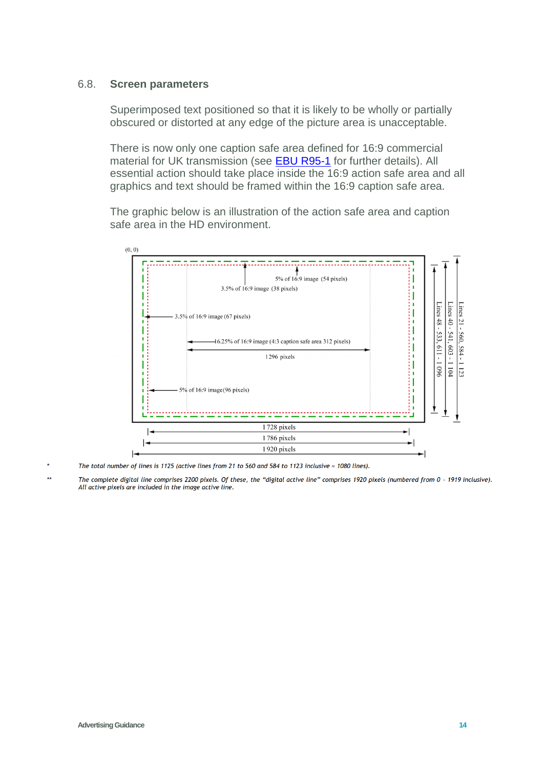## 6.8. Screen parameters

Superimposed text positioned so that it is likely to be wholly or partially obscured or distorted at any edge of the picture area is unacceptable.

There is now only one caption safe area defined for 16:9 commercial material for UK transmission (see EBU R95-1 for further details). All essential action should take place inside the 16:9 action safe area and all graphics and text should be framed within the 16:9 caption safe area.

The graphic below is an illustration of the action safe area and caption safe area in the HD environment.

(0, 0)

5% of 16:9 image (54 pixels)

3.5% of 16:9 image (38 pixels)

3.5% of 16:9 image (67 pixels)

16.25% of 16:9 image (4:3 caption safe area 312 pixels)

1296 pixels

5% of 16:9 image (96 pixels)

1 728 pixels

1 786 pixels

1 920 pixels

Lines 48 - 533, 611 - 1 096

Lines 40 - 541, 603 - 1 104

Lines 21 - 560, 584 - 1 123

\* *The total number of lines is 1125 (active lines from 21 to 560 and 584 to 1123 inclusive = 1080 lines).*

\*\* *The complete digital line comprises 2200 pixels. Of these, the "digital active line" comprises 1920 pixels (numbered from 0 - 1919 inclusive). All active pixels are included in the image active line.*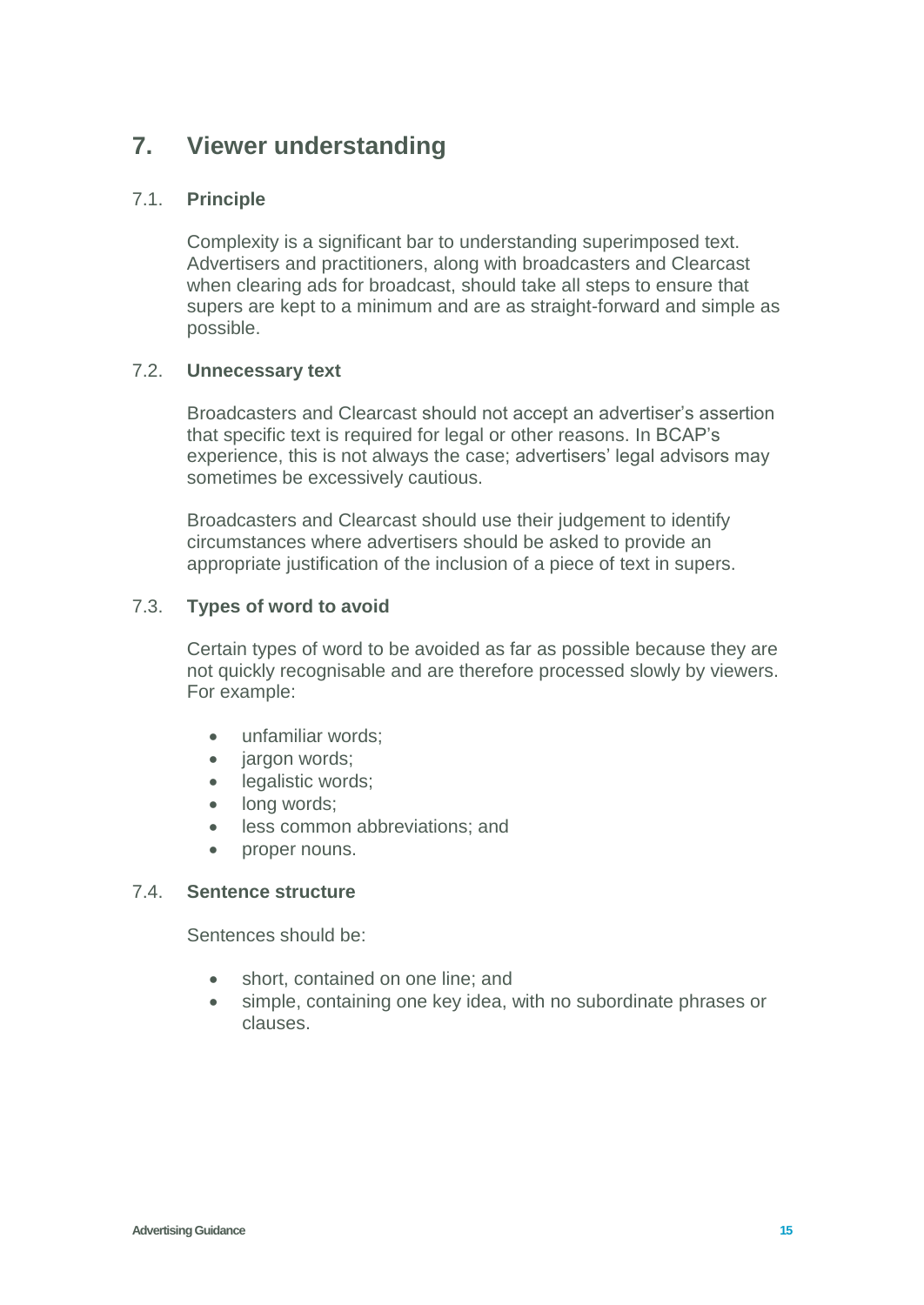# 7. Viewer understanding

## 7.1. Principle

Complexity is a significant bar to understanding superimposed text. Advertisers and practitioners, along with broadcasters and Clearcast when clearing ads for broadcast, should take all steps to ensure that supers are kept to a minimum and are as straight-forward and simple as possible.

## 7.2. Unnecessary text

Broadcasters and Clearcast should not accept an advertiser's assertion that specific text is required for legal or other reasons. In BCAP's experience, this is not always the case; advertisers' legal advisors may sometimes be excessively cautious.

Broadcasters and Clearcast should use their judgement to identify circumstances where advertisers should be asked to provide an appropriate justification of the inclusion of a piece of text in supers.

## 7.3. Types of word to avoid

Certain types of word to be avoided as far as possible because they are not quickly recognisable and are therefore processed slowly by viewers. For example:

- unfamiliar words;
- jargon words;
- legalistic words;
- long words;
- less common abbreviations; and
- proper nouns.

## 7.4. Sentence structure

Sentences should be:

- short, contained on one line; and
- simple, containing one key idea, with no subordinate phrases or clauses.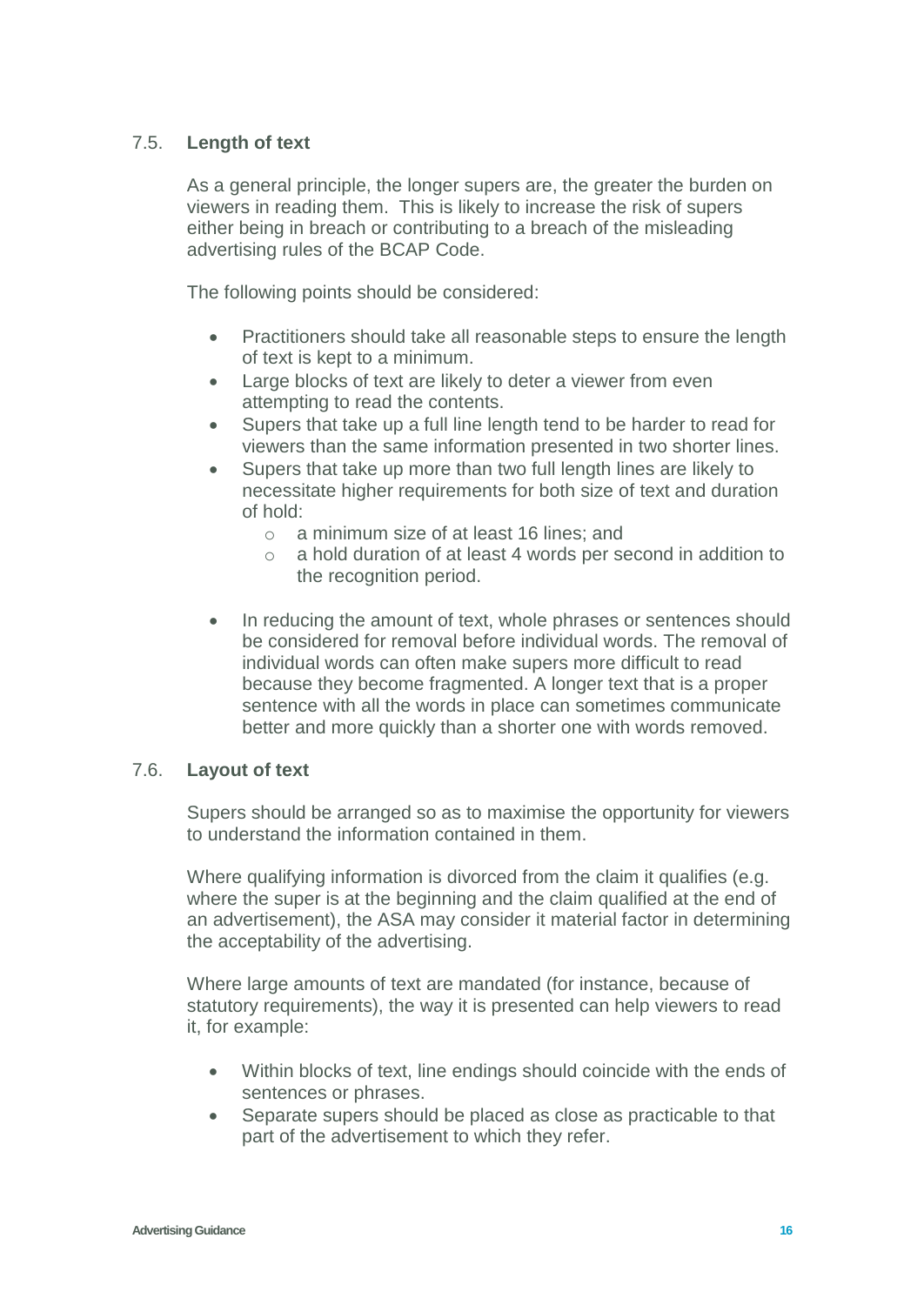### 7.5. Length of text

As a general principle, the longer supers are, the greater the burden on viewers in reading them. This is likely to increase the risk of supers either being in breach or contributing to a breach of the misleading advertising rules of the BCAP Code.

The following points should be considered:

- Practitioners should take all reasonable steps to ensure the length of text is kept to a minimum.
- Large blocks of text are likely to deter a viewer from even attempting to read the contents.
- Supers that take up a full line length tend to be harder to read for viewers than the same information presented in two shorter lines.
- Supers that take up more than two full length lines are likely to necessitate higher requirements for both size of text and duration of hold:
  - a minimum size of at least 16 lines; and
  - a hold duration of at least 4 words per second in addition to the recognition period.

- In reducing the amount of text, whole phrases or sentences should be considered for removal before individual words. The removal of individual words can often make supers more difficult to read because they become fragmented. A longer text that is a proper sentence with all the words in place can sometimes communicate better and more quickly than a shorter one with words removed.

### 7.6. Layout of text

Supers should be arranged so as to maximise the opportunity for viewers to understand the information contained in them.

Where qualifying information is divorced from the claim it qualifies (e.g. where the super is at the beginning and the claim qualified at the end of an advertisement), the ASA may consider it material factor in determining the acceptability of the advertising.

Where large amounts of text are mandated (for instance, because of statutory requirements), the way it is presented can help viewers to read it, for example:

- Within blocks of text, line endings should coincide with the ends of sentences or phrases.
- Separate supers should be placed as close as practicable to that part of the advertisement to which they refer.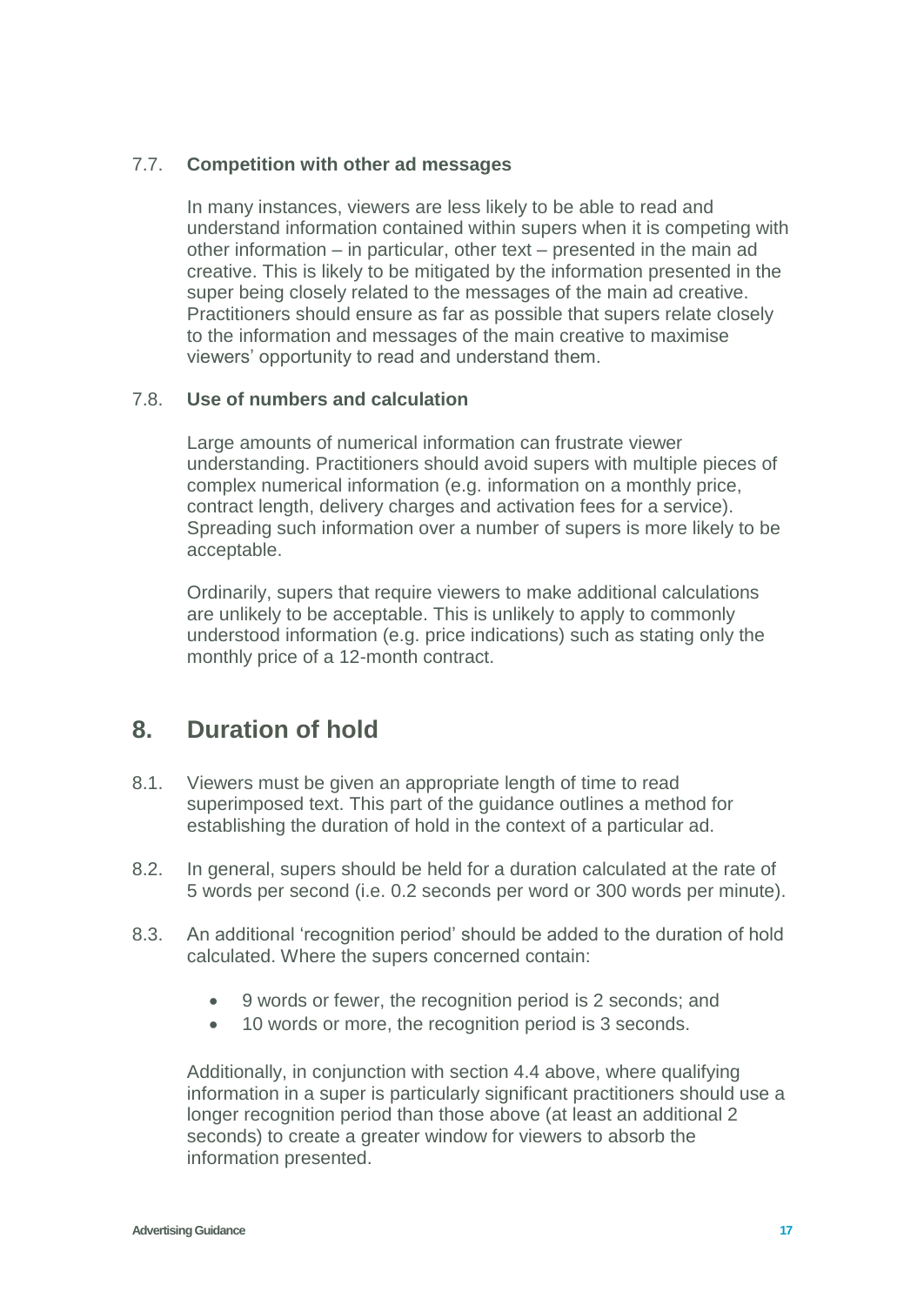### 7.7. Competition with other ad messages

In many instances, viewers are less likely to be able to read and understand information contained within supers when it is competing with other information – in particular, other text – presented in the main ad creative. This is likely to be mitigated by the information presented in the super being closely related to the messages of the main ad creative. Practitioners should ensure as far as possible that supers relate closely to the information and messages of the main creative to maximise viewers' opportunity to read and understand them.

### 7.8. Use of numbers and calculation

Large amounts of numerical information can frustrate viewer understanding. Practitioners should avoid supers with multiple pieces of complex numerical information (e.g. information on a monthly price, contract length, delivery charges and activation fees for a service). Spreading such information over a number of supers is more likely to be acceptable.

Ordinarily, supers that require viewers to make additional calculations are unlikely to be acceptable. This is unlikely to apply to commonly understood information (e.g. price indications) such as stating only the monthly price of a 12-month contract.

## 8. Duration of hold

8.1. Viewers must be given an appropriate length of time to read superimposed text. This part of the guidance outlines a method for establishing the duration of hold in the context of a particular ad.

8.2. In general, supers should be held for a duration calculated at the rate of 5 words per second (i.e. 0.2 seconds per word or 300 words per minute).

8.3. An additional 'recognition period' should be added to the duration of hold calculated. Where the supers concerned contain:

- 9 words or fewer, the recognition period is 2 seconds; and
- 10 words or more, the recognition period is 3 seconds.

Additionally, in conjunction with section 4.4 above, where qualifying information in a super is particularly significant practitioners should use a longer recognition period than those above (at least an additional 2 seconds) to create a greater window for viewers to absorb the information presented.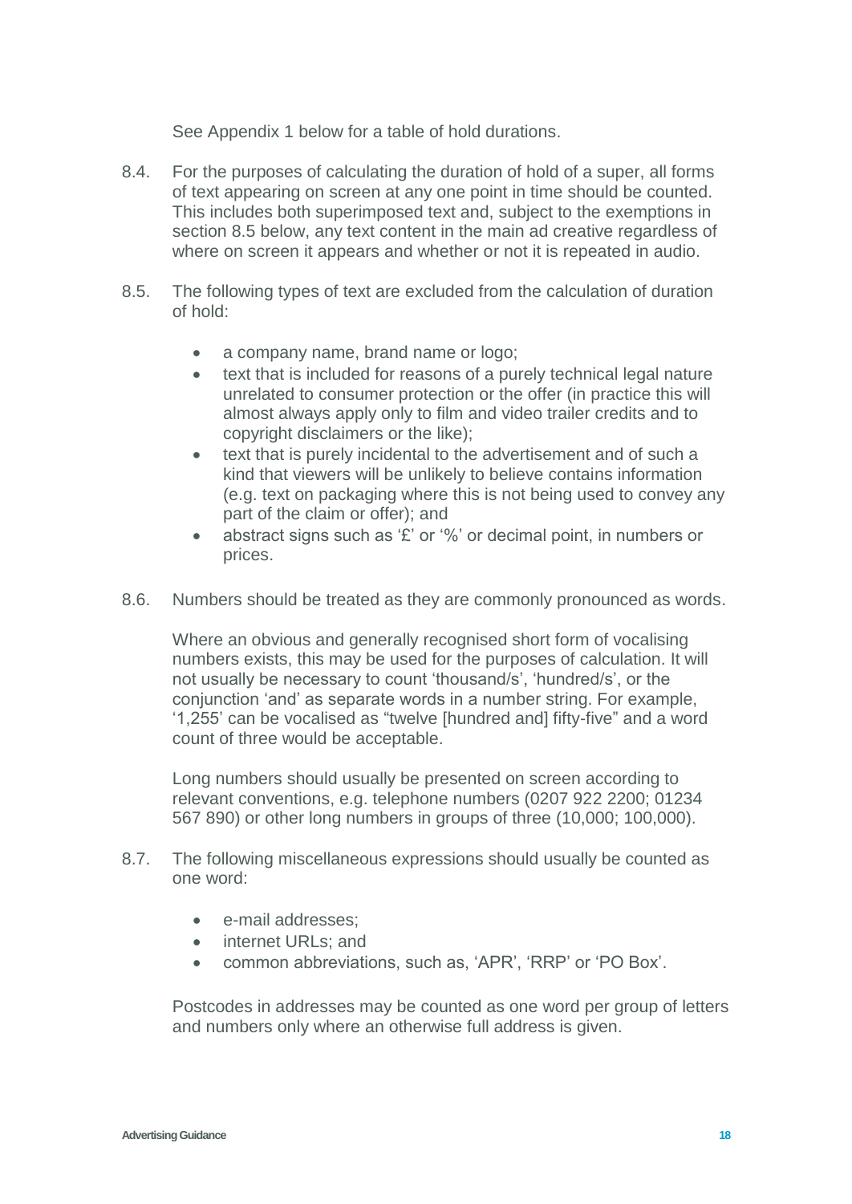See Appendix 1 below for a table of hold durations.

8.4. For the purposes of calculating the duration of hold of a super, all forms of text appearing on screen at any one point in time should be counted. This includes both superimposed text and, subject to the exemptions in section 8.5 below, any text content in the main ad creative regardless of where on screen it appears and whether or not it is repeated in audio.

8.5. The following types of text are excluded from the calculation of duration of hold:

- a company name, brand name or logo;
- text that is included for reasons of a purely technical legal nature unrelated to consumer protection or the offer (in practice this will almost always apply only to film and video trailer credits and to copyright disclaimers or the like);
- text that is purely incidental to the advertisement and of such a kind that viewers will be unlikely to believe contains information (e.g. text on packaging where this is not being used to convey any part of the claim or offer); and
- abstract signs such as '£' or '%' or decimal point, in numbers or prices.

8.6. Numbers should be treated as they are commonly pronounced as words.

Where an obvious and generally recognised short form of vocalising numbers exists, this may be used for the purposes of calculation. It will not usually be necessary to count 'thousand/s', 'hundred/s', or the conjunction 'and' as separate words in a number string. For example, '1,255' can be vocalised as "twelve [hundred and] fifty-five" and a word count of three would be acceptable.

Long numbers should usually be presented on screen according to relevant conventions, e.g. telephone numbers (0207 922 2200; 01234 567 890) or other long numbers in groups of three (10,000; 100,000).

8.7. The following miscellaneous expressions should usually be counted as one word:

- e-mail addresses;
- internet URLs; and
- common abbreviations, such as, 'APR', 'RRP' or 'PO Box'.

Postcodes in addresses may be counted as one word per group of letters and numbers only where an otherwise full address is given.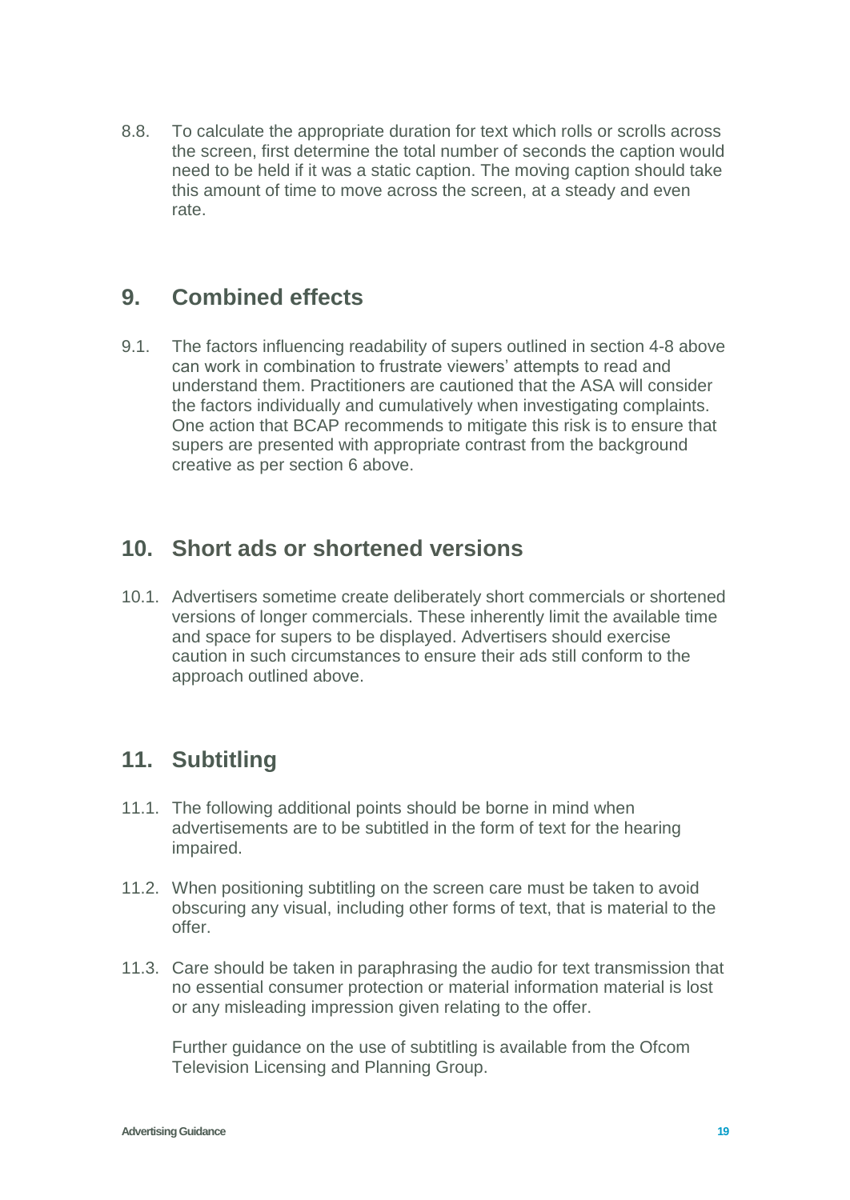8.8. To calculate the appropriate duration for text which rolls or scrolls across the screen, first determine the total number of seconds the caption would need to be held if it was a static caption. The moving caption should take this amount of time to move across the screen, at a steady and even rate.

## 9. Combined effects

9.1. The factors influencing readability of supers outlined in section 4-8 above can work in combination to frustrate viewers' attempts to read and understand them. Practitioners are cautioned that the ASA will consider the factors individually and cumulatively when investigating complaints. One action that BCAP recommends to mitigate this risk is to ensure that supers are presented with appropriate contrast from the background creative as per section 6 above.

## 10. Short ads or shortened versions

10.1. Advertisers sometime create deliberately short commercials or shortened versions of longer commercials. These inherently limit the available time and space for supers to be displayed. Advertisers should exercise caution in such circumstances to ensure their ads still conform to the approach outlined above.

## 11. Subtitling

11.1. The following additional points should be borne in mind when advertisements are to be subtitled in the form of text for the hearing impaired.

11.2. When positioning subtitling on the screen care must be taken to avoid obscuring any visual, including other forms of text, that is material to the offer.

11.3. Care should be taken in paraphrasing the audio for text transmission that no essential consumer protection or material information material is lost or any misleading impression given relating to the offer.

Further guidance on the use of subtitling is available from the Ofcom Television Licensing and Planning Group.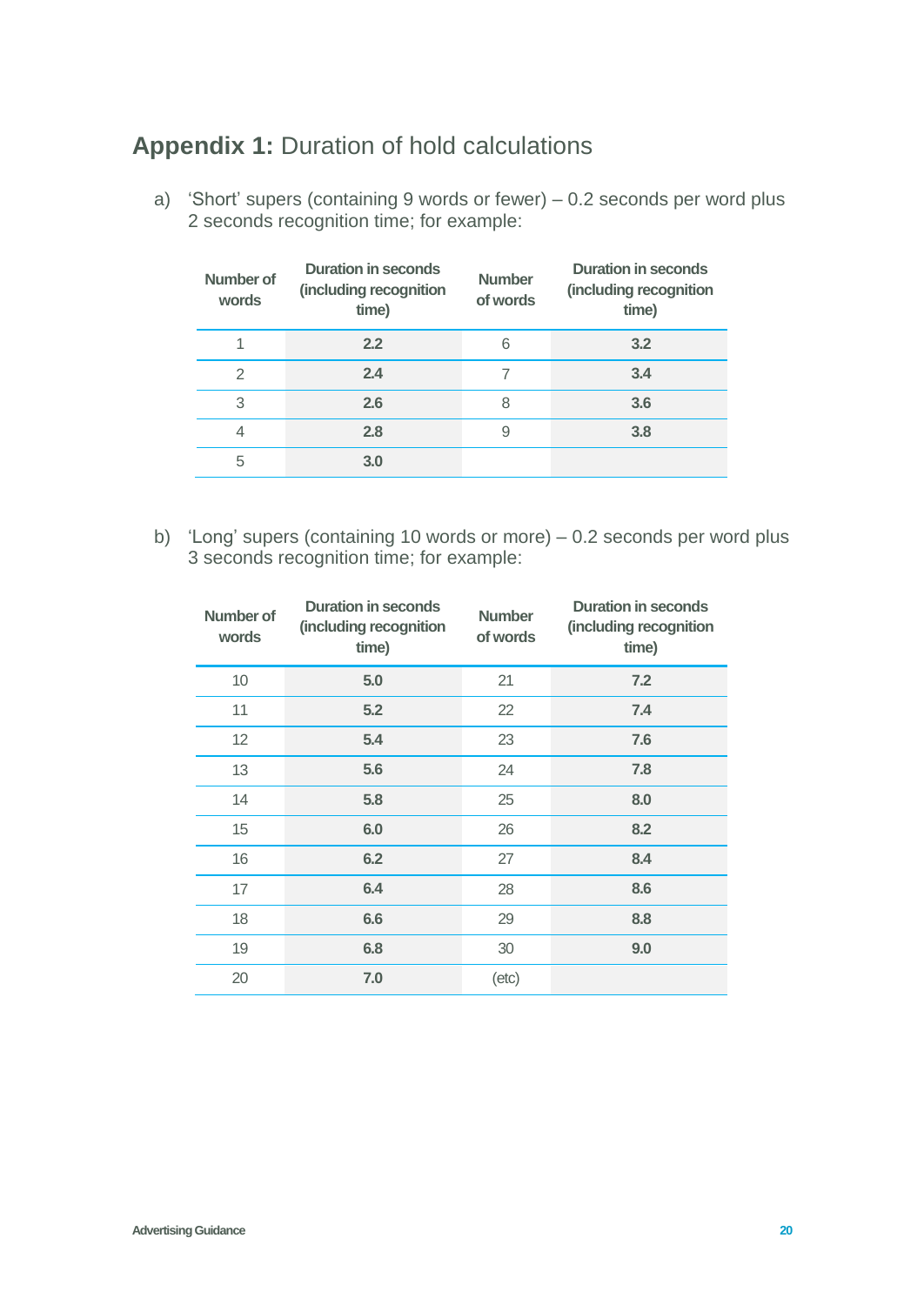## **Appendix 1:** Duration of hold calculations

a) 'Short' supers (containing 9 words or fewer) – 0.2 seconds per word plus 2 seconds recognition time; for example:

| Number of words | Duration in seconds (including recognition time) | Number of words | Duration in seconds (including recognition time) |
|---|---|---|---|
| 1 | **2.2** | 6 | **3.2** |
| 2 | **2.4** | 7 | **3.4** |
| 3 | **2.6** | 8 | **3.6** |
| 4 | **2.8** | 9 | **3.8** |
| 5 | **3.0** | | |

b) 'Long' supers (containing 10 words or more) – 0.2 seconds per word plus 3 seconds recognition time; for example:

| Number of words | Duration in seconds (including recognition time) | Number of words | Duration in seconds (including recognition time) |
|---|---|---|---|
| 10 | **5.0** | 21 | **7.2** |
| 11 | **5.2** | 22 | **7.4** |
| 12 | **5.4** | 23 | **7.6** |
| 13 | **5.6** | 24 | **7.8** |
| 14 | **5.8** | 25 | **8.0** |
| 15 | **6.0** | 26 | **8.2** |
| 16 | **6.2** | 27 | **8.4** |
| 17 | **6.4** | 28 | **8.6** |
| 18 | **6.6** | 29 | **8.8** |
| 19 | **6.8** | 30 | **9.0** |
| 20 | **7.0** | (etc) | |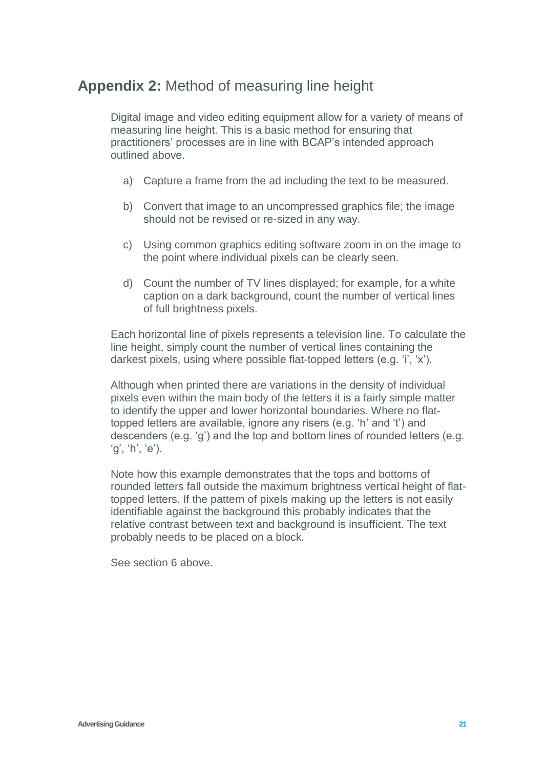## **Appendix 2:** Method of measuring line height

Digital image and video editing equipment allow for a variety of means of measuring line height. This is a basic method for ensuring that practitioners' processes are in line with BCAP's intended approach outlined above.

a) Capture a frame from the ad including the text to be measured.

b) Convert that image to an uncompressed graphics file; the image should not be revised or re-sized in any way.

c) Using common graphics editing software zoom in on the image to the point where individual pixels can be clearly seen.

d) Count the number of TV lines displayed; for example, for a white caption on a dark background, count the number of vertical lines of full brightness pixels.

Each horizontal line of pixels represents a television line. To calculate the line height, simply count the number of vertical lines containing the darkest pixels, using where possible flat-topped letters (e.g. 'i', 'x').

Although when printed there are variations in the density of individual pixels even within the main body of the letters it is a fairly simple matter to identify the upper and lower horizontal boundaries. Where no flat-topped letters are available, ignore any risers (e.g. 'h' and 't') and descenders (e.g. 'g') and the top and bottom lines of rounded letters (e.g. 'g', 'h', 'e').

Note how this example demonstrates that the tops and bottoms of rounded letters fall outside the maximum brightness vertical height of flat-topped letters. If the pattern of pixels making up the letters is not easily identifiable against the background this probably indicates that the relative contrast between text and background is insufficient. The text probably needs to be placed on a block.

See section 6 above.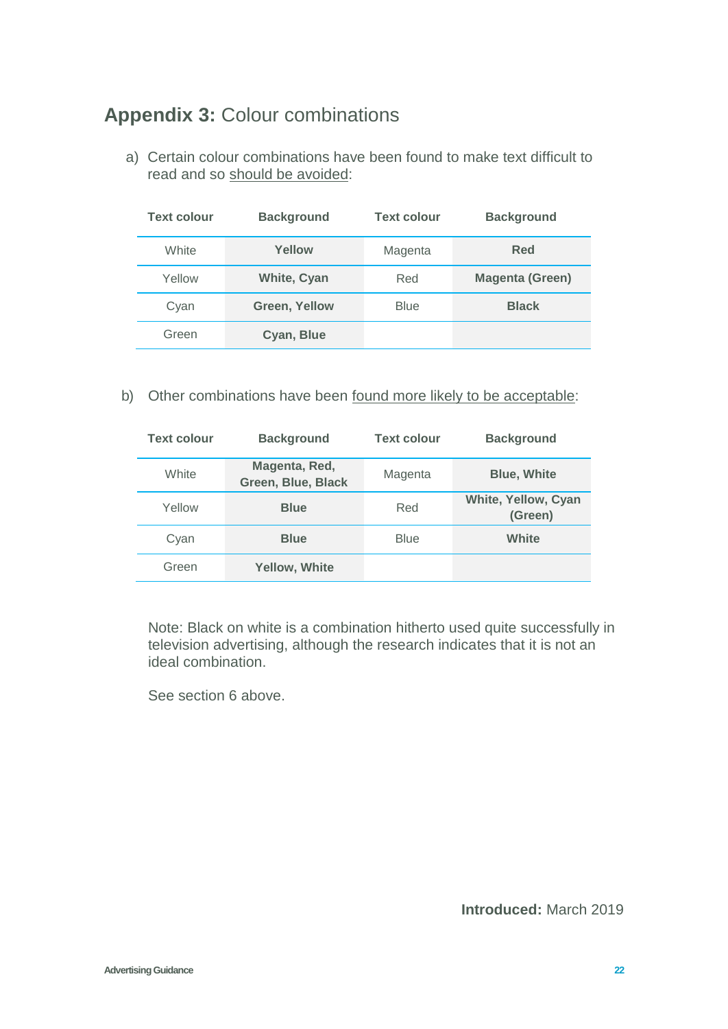## **Appendix 3:** Colour combinations

a) Certain colour combinations have been found to make text difficult to read and so should be avoided:

| Text colour | Background | Text colour | Background |
|---|---|---|---|
| White | **Yellow** | Magenta | **Red** |
| Yellow | **White, Cyan** | Red | **Magenta (Green)** |
| Cyan | **Green, Yellow** | Blue | **Black** |
| Green | **Cyan, Blue** | | |

b) Other combinations have been found more likely to be acceptable:

| Text colour | Background | Text colour | Background |
|---|---|---|---|
| White | **Magenta, Red, Green, Blue, Black** | Magenta | **Blue, White** |
| Yellow | **Blue** | Red | **White, Yellow, Cyan (Green)** |
| Cyan | **Blue** | Blue | **White** |
| Green | **Yellow, White** | | |

Note: Black on white is a combination hitherto used quite successfully in television advertising, although the research indicates that it is not an ideal combination.

See section 6 above.

**Introduced:** March 2019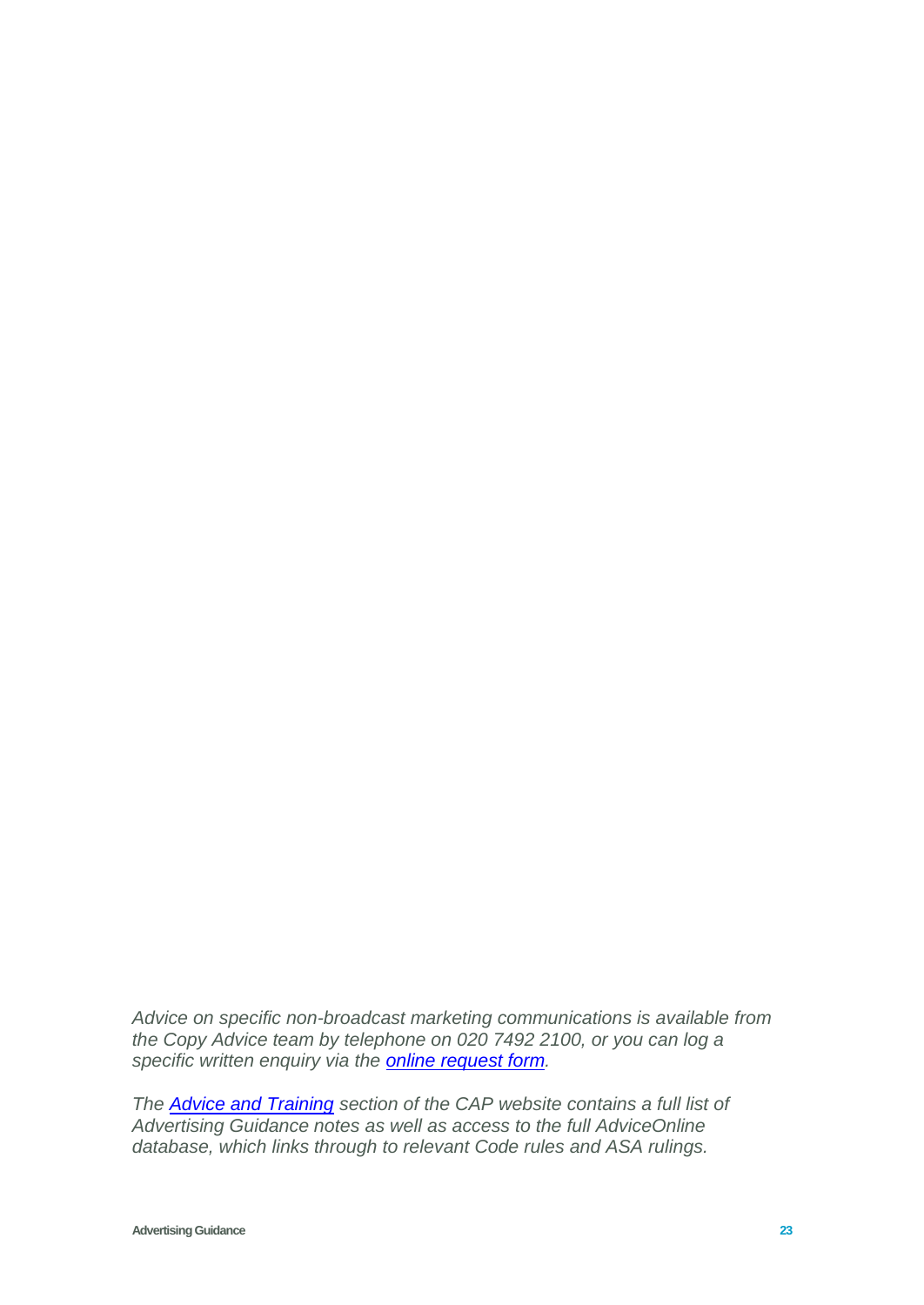*Advice on specific non-broadcast marketing communications is available from the Copy Advice team by telephone on 020 7492 2100, or you can log a specific written enquiry via the online request form.*

*The Advice and Training section of the CAP website contains a full list of Advertising Guidance notes as well as access to the full AdviceOnline database, which links through to relevant Code rules and ASA rulings.*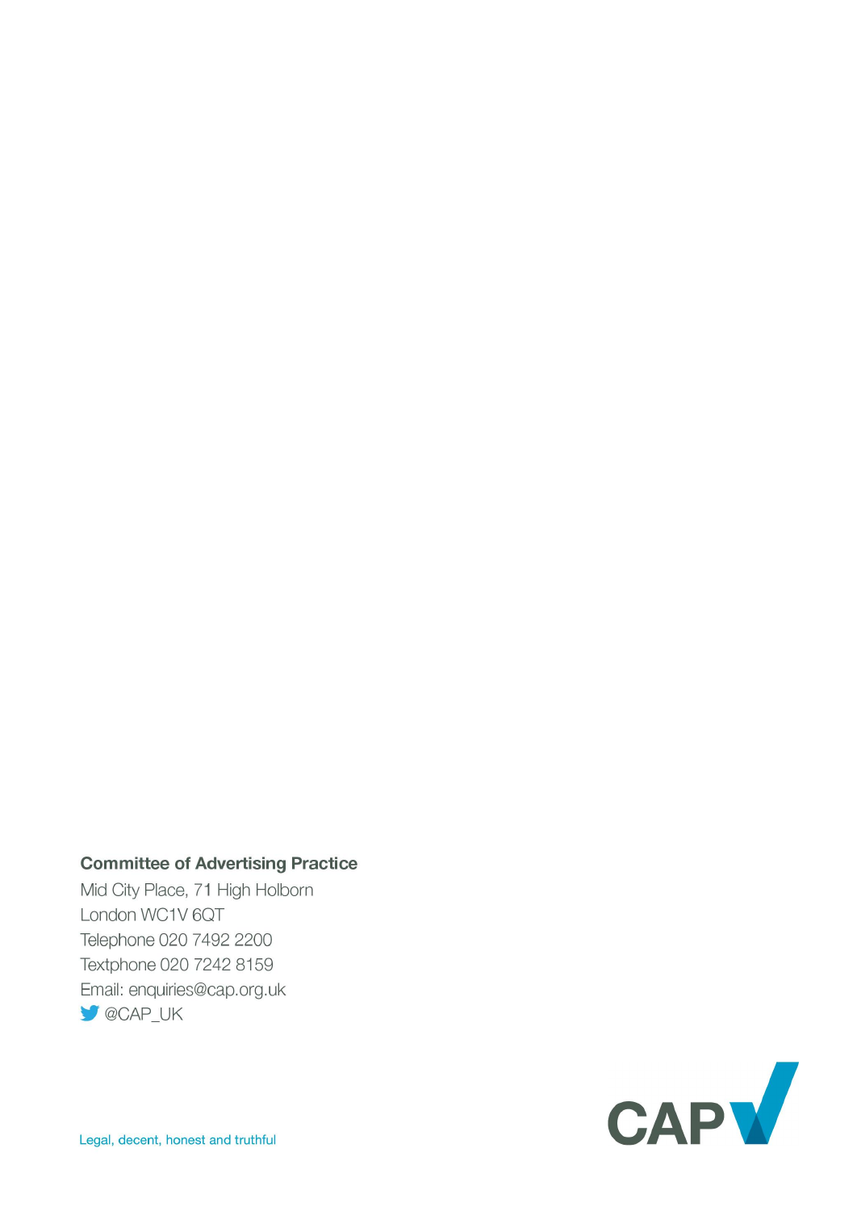**Committee of Advertising Practice**

Mid City Place, 71 High Holborn
London WC1V 6QT
Telephone 020 7492 2200
Textphone 020 7242 8159
Email: enquiries@cap.org.uk
@CAP_UK

Legal, decent, honest and truthful

CAP